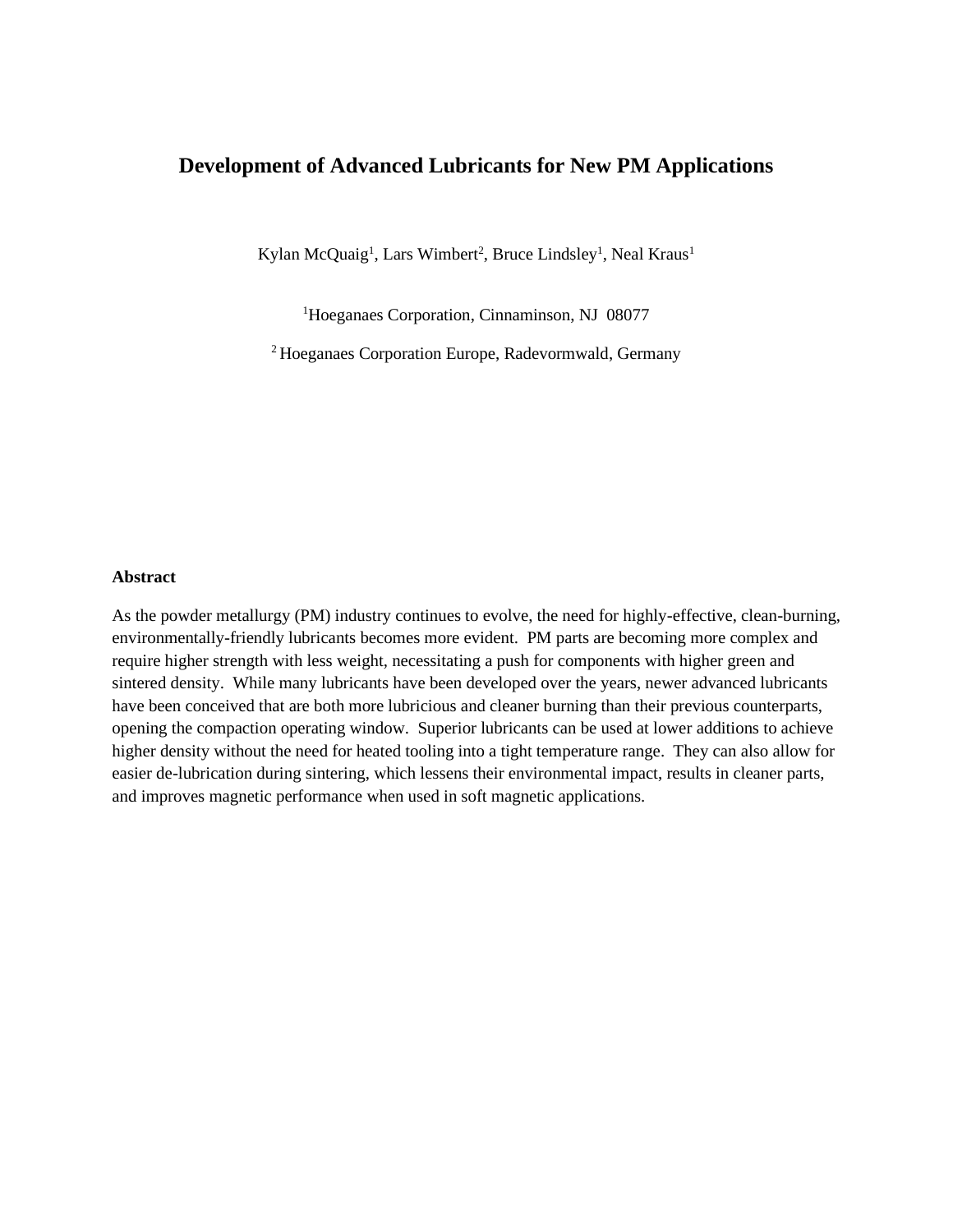# Development of Advanced Lubricants for New PM Applications

Kylan McQuaig[1], Lars Wimbert[2], Bruce Lindsley[1], Neal Kraus[1]

[1]Hoeganaes Corporation, Cinnaminson, NJ 08077

[2] Hoeganaes Corporation Europe, Radevormwald, Germany

## Abstract

As the powder metallurgy (PM) industry continues to evolve, the need for highly-effective, clean-burning, environmentally-friendly lubricants becomes more evident. PM parts are becoming more complex and require higher strength with less weight, necessitating a push for components with higher green and sintered density. While many lubricants have been developed over the years, newer advanced lubricants have been conceived that are both more lubricious and cleaner burning than their previous counterparts, opening the compaction operating window. Superior lubricants can be used at lower additions to achieve higher density without the need for heated tooling into a tight temperature range. They can also allow for easier de-lubrication during sintering, which lessens their environmental impact, results in cleaner parts, and improves magnetic performance when used in soft magnetic applications.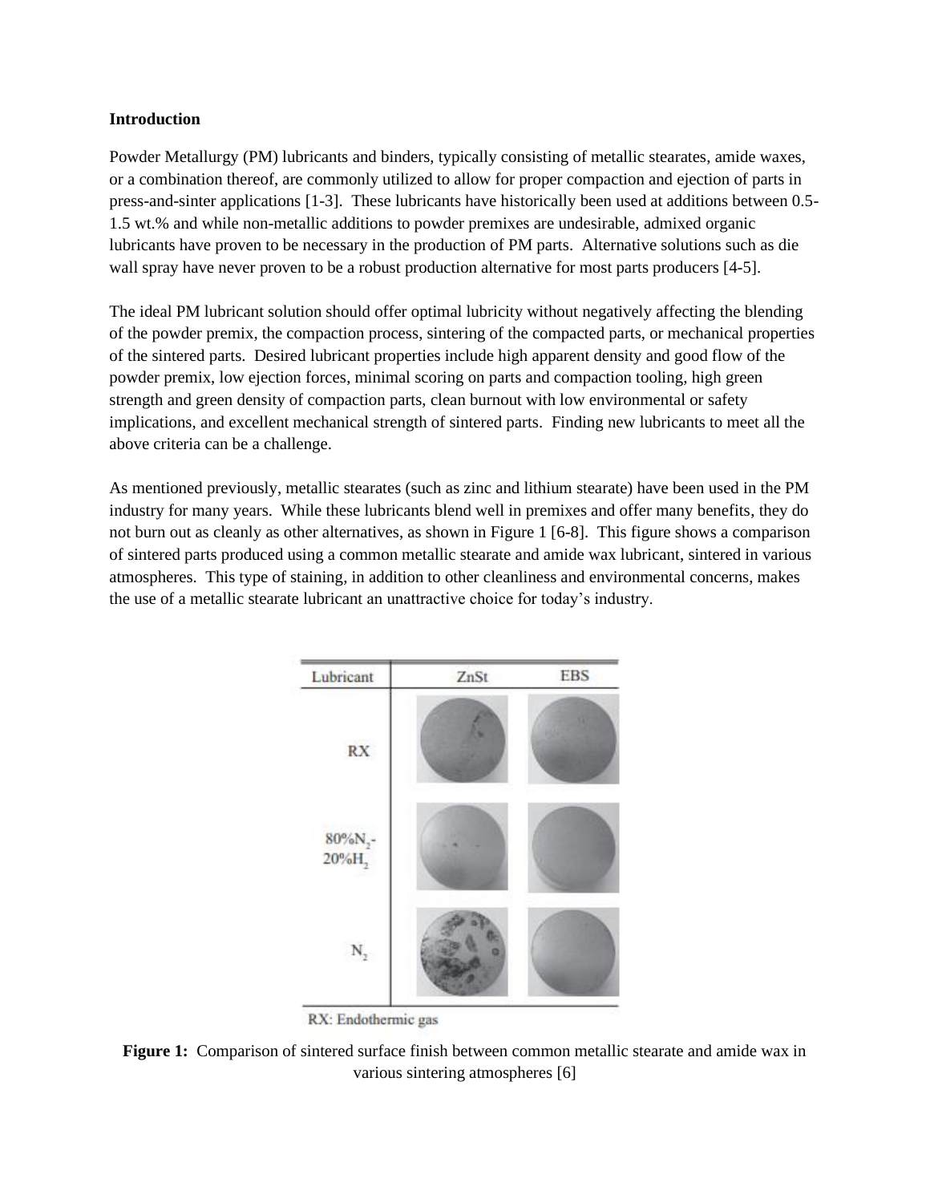## Introduction

Powder Metallurgy (PM) lubricants and binders, typically consisting of metallic stearates, amide waxes, or a combination thereof, are commonly utilized to allow for proper compaction and ejection of parts in press-and-sinter applications [1-3]. These lubricants have historically been used at additions between 0.5-1.5 wt.% and while non-metallic additions to powder premixes are undesirable, admixed organic lubricants have proven to be necessary in the production of PM parts. Alternative solutions such as die wall spray have never proven to be a robust production alternative for most parts producers [4-5].

The ideal PM lubricant solution should offer optimal lubricity without negatively affecting the blending of the powder premix, the compaction process, sintering of the compacted parts, or mechanical properties of the sintered parts. Desired lubricant properties include high apparent density and good flow of the powder premix, low ejection forces, minimal scoring on parts and compaction tooling, high green strength and green density of compaction parts, clean burnout with low environmental or safety implications, and excellent mechanical strength of sintered parts. Finding new lubricants to meet all the above criteria can be a challenge.

As mentioned previously, metallic stearates (such as zinc and lithium stearate) have been used in the PM industry for many years. While these lubricants blend well in premixes and offer many benefits, they do not burn out as cleanly as other alternatives, as shown in Figure 1 [6-8]. This figure shows a comparison of sintered parts produced using a common metallic stearate and amide wax lubricant, sintered in various atmospheres. This type of staining, in addition to other cleanliness and environmental concerns, makes the use of a metallic stearate lubricant an unattractive choice for today's industry.

| Lubricant | ZnSt | EBS |
|---|---|---|
| RX | | |
| 80%$N_2$-20%$H_2$ | | |
| $N_2$ | | |

RX: Endothermic gas

**Figure 1:** Comparison of sintered surface finish between common metallic stearate and amide wax in various sintering atmospheres [6]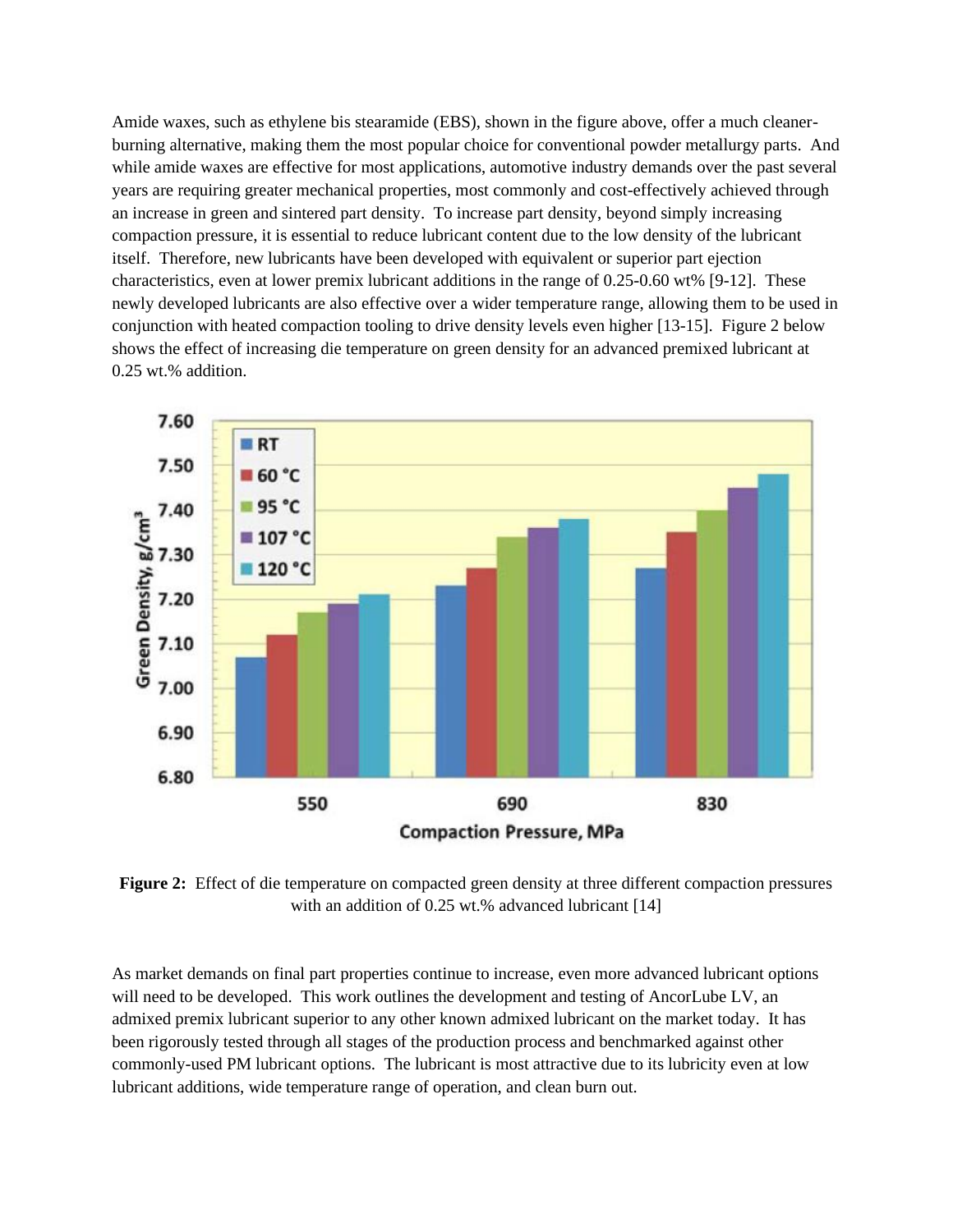Amide waxes, such as ethylene bis stearamide (EBS), shown in the figure above, offer a much cleaner-burning alternative, making them the most popular choice for conventional powder metallurgy parts. And while amide waxes are effective for most applications, automotive industry demands over the past several years are requiring greater mechanical properties, most commonly and cost-effectively achieved through an increase in green and sintered part density. To increase part density, beyond simply increasing compaction pressure, it is essential to reduce lubricant content due to the low density of the lubricant itself. Therefore, new lubricants have been developed with equivalent or superior part ejection characteristics, even at lower premix lubricant additions in the range of 0.25-0.60 wt% [9-12]. These newly developed lubricants are also effective over a wider temperature range, allowing them to be used in conjunction with heated compaction tooling to drive density levels even higher [13-15]. Figure 2 below shows the effect of increasing die temperature on green density for an advanced premixed lubricant at 0.25 wt.% addition.

**Figure 2:** Effect of die temperature on compacted green density at three different compaction pressures with an addition of 0.25 wt.% advanced lubricant [14]

As market demands on final part properties continue to increase, even more advanced lubricant options will need to be developed. This work outlines the development and testing of AncorLube LV, an admixed premix lubricant superior to any other known admixed lubricant on the market today. It has been rigorously tested through all stages of the production process and benchmarked against other commonly-used PM lubricant options. The lubricant is most attractive due to its lubricity even at low lubricant additions, wide temperature range of operation, and clean burn out.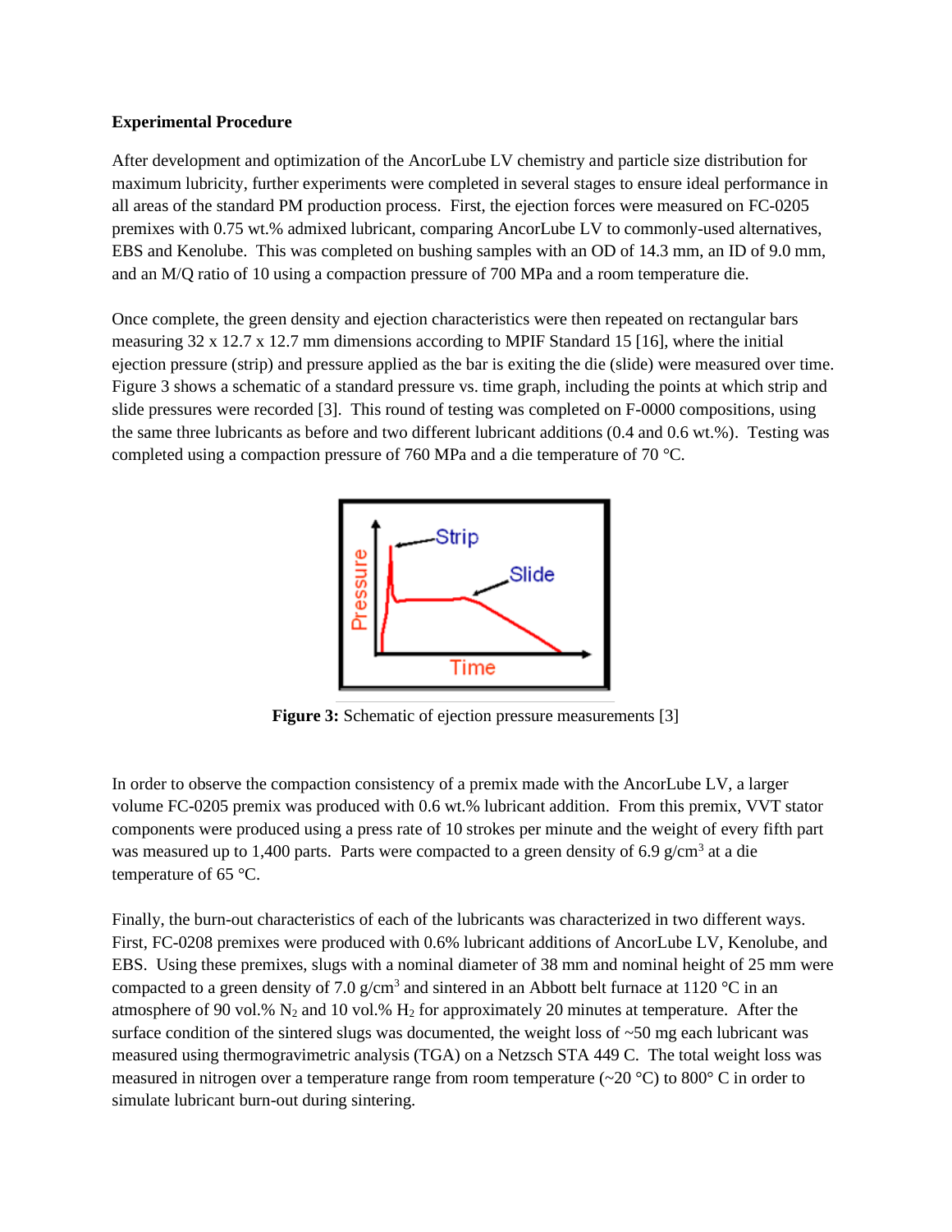**Experimental Procedure**

After development and optimization of the AncorLube LV chemistry and particle size distribution for maximum lubricity, further experiments were completed in several stages to ensure ideal performance in all areas of the standard PM production process. First, the ejection forces were measured on FC-0205 premixes with 0.75 wt.% admixed lubricant, comparing AncorLube LV to commonly-used alternatives, EBS and Kenolube. This was completed on bushing samples with an OD of 14.3 mm, an ID of 9.0 mm, and an M/Q ratio of 10 using a compaction pressure of 700 MPa and a room temperature die.

Once complete, the green density and ejection characteristics were then repeated on rectangular bars measuring 32 x 12.7 x 12.7 mm dimensions according to MPIF Standard 15 [16], where the initial ejection pressure (strip) and pressure applied as the bar is exiting the die (slide) were measured over time. Figure 3 shows a schematic of a standard pressure vs. time graph, including the points at which strip and slide pressures were recorded [3]. This round of testing was completed on F-0000 compositions, using the same three lubricants as before and two different lubricant additions (0.4 and 0.6 wt.%). Testing was completed using a compaction pressure of 760 MPa and a die temperature of 70 °C.

**Figure 3:** Schematic of ejection pressure measurements [3]

In order to observe the compaction consistency of a premix made with the AncorLube LV, a larger volume FC-0205 premix was produced with 0.6 wt.% lubricant addition. From this premix, VVT stator components were produced using a press rate of 10 strokes per minute and the weight of every fifth part was measured up to 1,400 parts. Parts were compacted to a green density of 6.9 g/cm$^3$ at a die temperature of 65 °C.

Finally, the burn-out characteristics of each of the lubricants was characterized in two different ways. First, FC-0208 premixes were produced with 0.6% lubricant additions of AncorLube LV, Kenolube, and EBS. Using these premixes, slugs with a nominal diameter of 38 mm and nominal height of 25 mm were compacted to a green density of 7.0 g/cm$^3$ and sintered in an Abbott belt furnace at 1120 °C in an atmosphere of 90 vol.% $N_2$ and 10 vol.% $H_2$ for approximately 20 minutes at temperature. After the surface condition of the sintered slugs was documented, the weight loss of ~50 mg each lubricant was measured using thermogravimetric analysis (TGA) on a Netzsch STA 449 C. The total weight loss was measured in nitrogen over a temperature range from room temperature (~20 °C) to 800° C in order to simulate lubricant burn-out during sintering.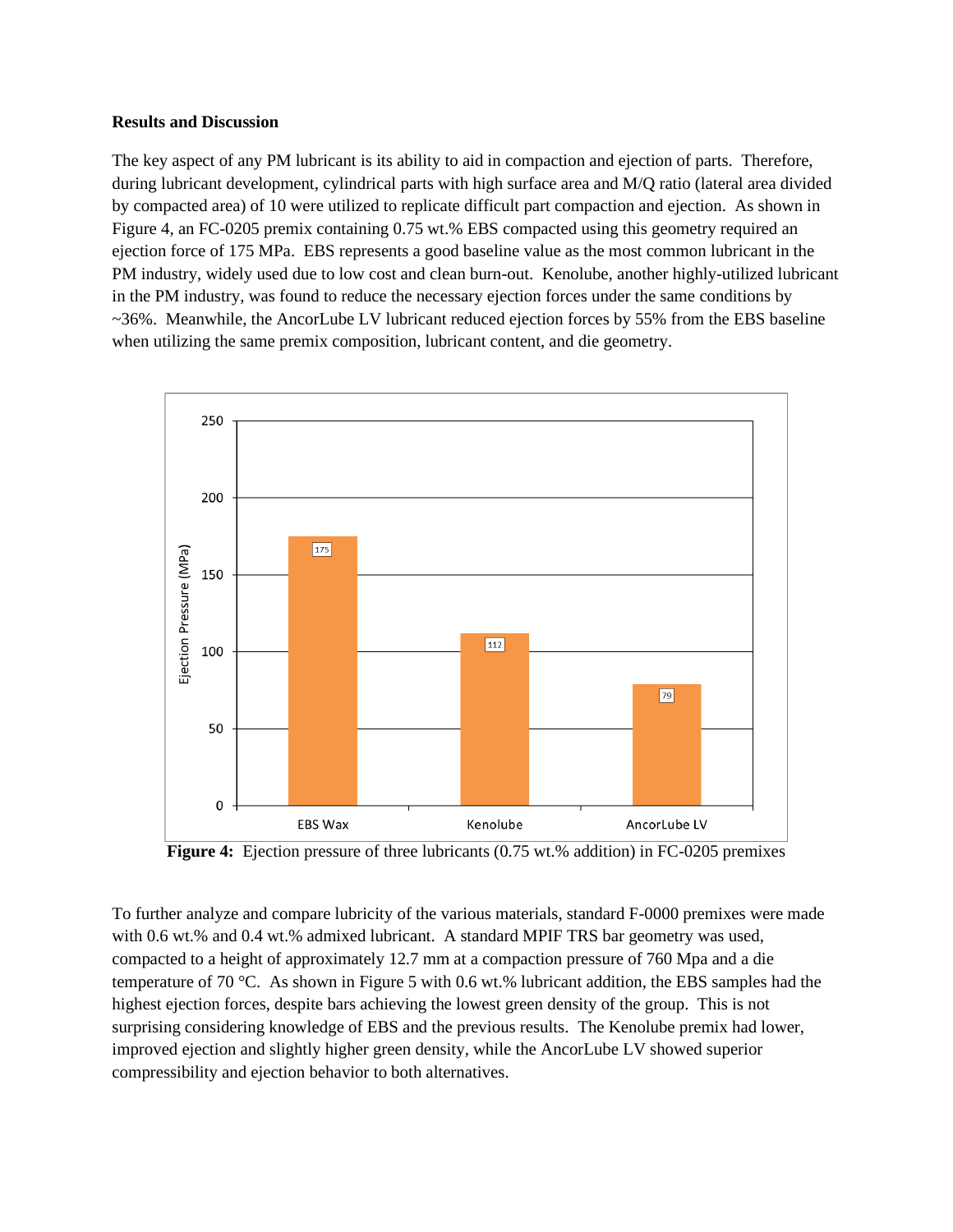**Results and Discussion**

The key aspect of any PM lubricant is its ability to aid in compaction and ejection of parts. Therefore, during lubricant development, cylindrical parts with high surface area and M/Q ratio (lateral area divided by compacted area) of 10 were utilized to replicate difficult part compaction and ejection. As shown in Figure 4, an FC-0205 premix containing 0.75 wt.% EBS compacted using this geometry required an ejection force of 175 MPa. EBS represents a good baseline value as the most common lubricant in the PM industry, widely used due to low cost and clean burn-out. Kenolube, another highly-utilized lubricant in the PM industry, was found to reduce the necessary ejection forces under the same conditions by ~36%. Meanwhile, the AncorLube LV lubricant reduced ejection forces by 55% from the EBS baseline when utilizing the same premix composition, lubricant content, and die geometry.

| Lubricant | Ejection Pressure (MPa) |
|---|---|
| EBS Wax | 175 |
| Kenolube | 112 |
| AncorLube LV | 79 |

**Figure 4:** Ejection pressure of three lubricants (0.75 wt.% addition) in FC-0205 premixes

To further analyze and compare lubricity of the various materials, standard F-0000 premixes were made with 0.6 wt.% and 0.4 wt.% admixed lubricant. A standard MPIF TRS bar geometry was used, compacted to a height of approximately 12.7 mm at a compaction pressure of 760 Mpa and a die temperature of 70 °C. As shown in Figure 5 with 0.6 wt.% lubricant addition, the EBS samples had the highest ejection forces, despite bars achieving the lowest green density of the group. This is not surprising considering knowledge of EBS and the previous results. The Kenolube premix had lower, improved ejection and slightly higher green density, while the AncorLube LV showed superior compressibility and ejection behavior to both alternatives.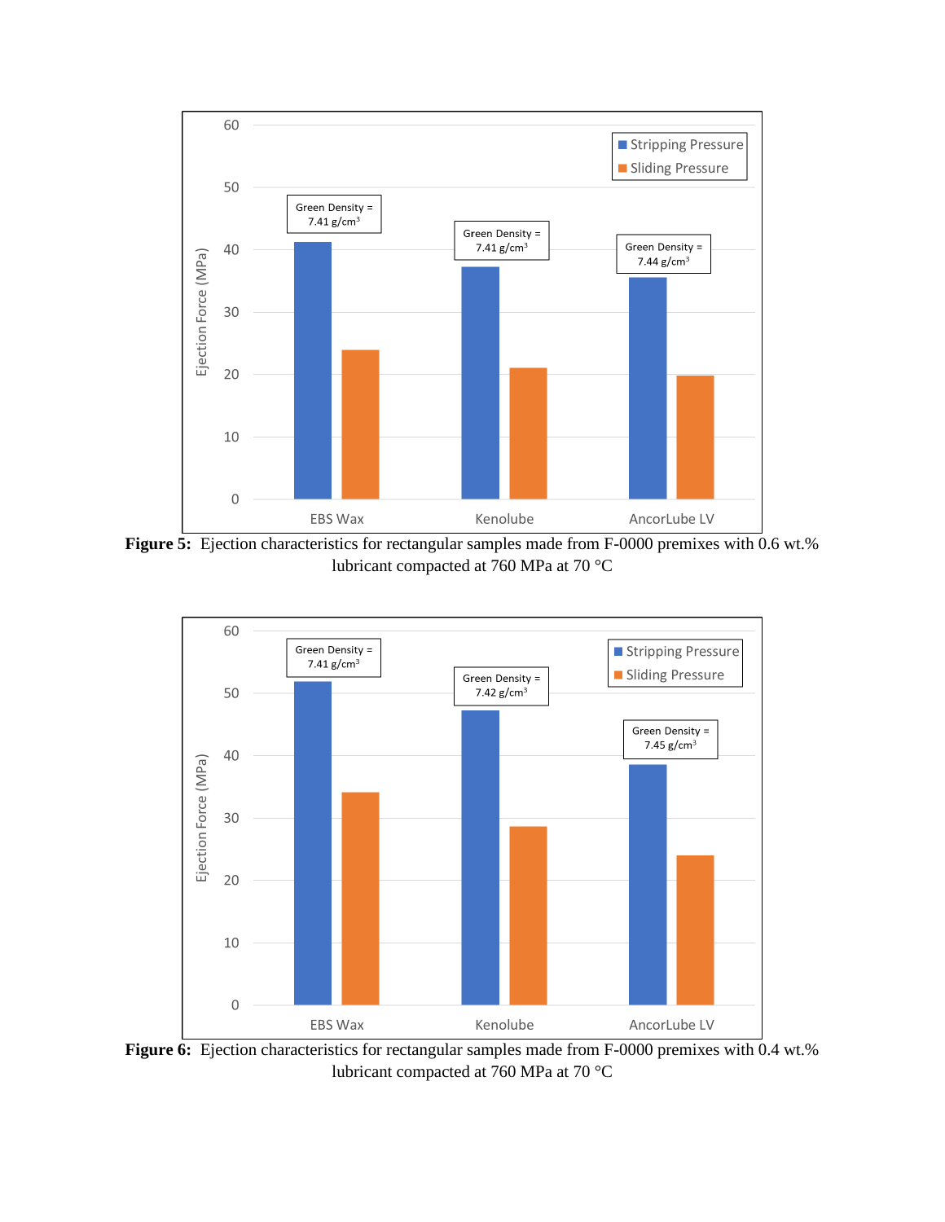Figure 5: Ejection characteristics for rectangular samples made from F-0000 premixes with 0.6 wt.% lubricant compacted at 760 MPa at 70 °C

Figure 6: Ejection characteristics for rectangular samples made from F-0000 premixes with 0.4 wt.% lubricant compacted at 760 MPa at 70 °C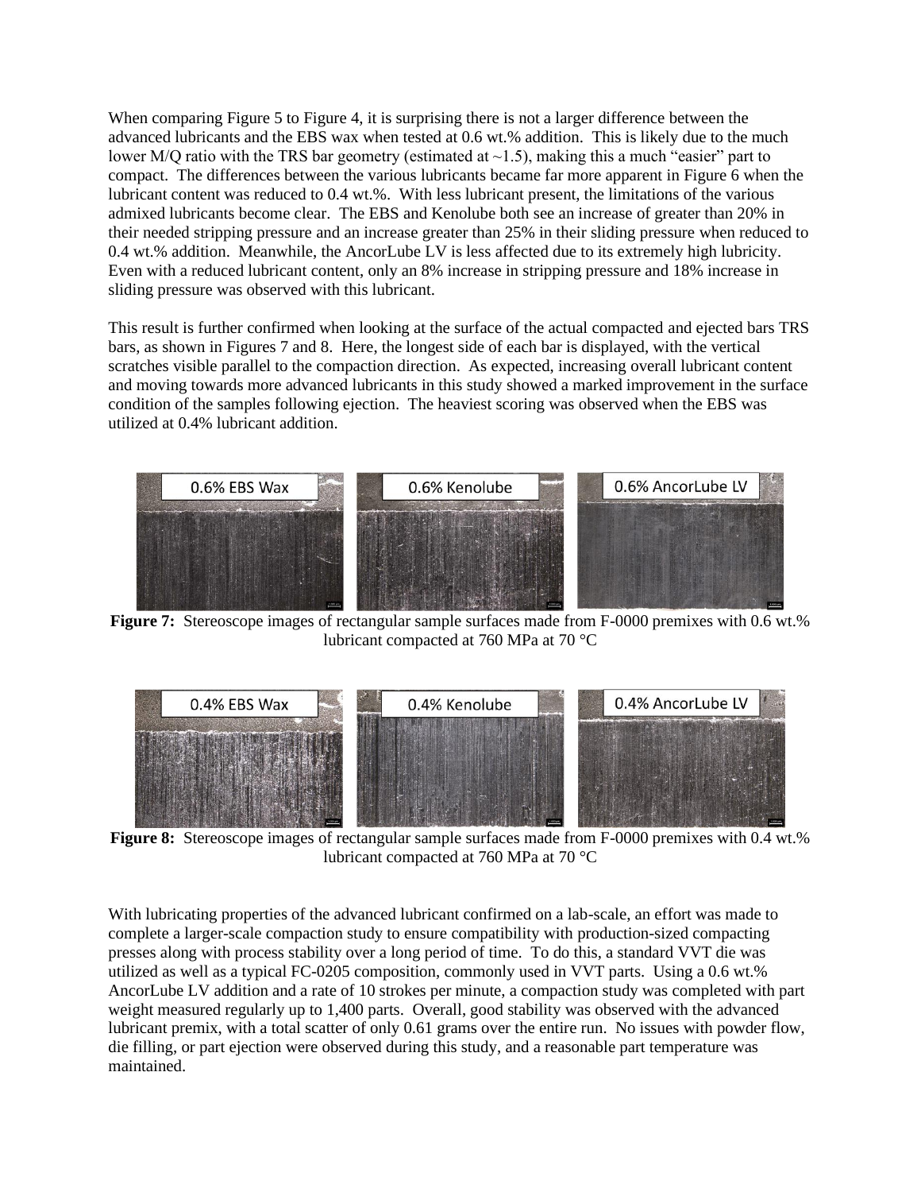When comparing Figure 5 to Figure 4, it is surprising there is not a larger difference between the advanced lubricants and the EBS wax when tested at 0.6 wt.% addition. This is likely due to the much lower M/Q ratio with the TRS bar geometry (estimated at ~1.5), making this a much "easier" part to compact. The differences between the various lubricants became far more apparent in Figure 6 when the lubricant content was reduced to 0.4 wt.%. With less lubricant present, the limitations of the various admixed lubricants become clear. The EBS and Kenolube both see an increase of greater than 20% in their needed stripping pressure and an increase greater than 25% in their sliding pressure when reduced to 0.4 wt.% addition. Meanwhile, the AncorLube LV is less affected due to its extremely high lubricity. Even with a reduced lubricant content, only an 8% increase in stripping pressure and 18% increase in sliding pressure was observed with this lubricant.

This result is further confirmed when looking at the surface of the actual compacted and ejected bars TRS bars, as shown in Figures 7 and 8. Here, the longest side of each bar is displayed, with the vertical scratches visible parallel to the compaction direction. As expected, increasing overall lubricant content and moving towards more advanced lubricants in this study showed a marked improvement in the surface condition of the samples following ejection. The heaviest scoring was observed when the EBS was utilized at 0.4% lubricant addition.

0.6% EBS Wax | 0.6% Kenolube | 0.6% AncorLube LV

**Figure 7:** Stereoscope images of rectangular sample surfaces made from F-0000 premixes with 0.6 wt.% lubricant compacted at 760 MPa at 70 °C

0.4% EBS Wax | 0.4% Kenolube | 0.4% AncorLube LV

**Figure 8:** Stereoscope images of rectangular sample surfaces made from F-0000 premixes with 0.4 wt.% lubricant compacted at 760 MPa at 70 °C

With lubricating properties of the advanced lubricant confirmed on a lab-scale, an effort was made to complete a larger-scale compaction study to ensure compatibility with production-sized compacting presses along with process stability over a long period of time. To do this, a standard VVT die was utilized as well as a typical FC-0205 composition, commonly used in VVT parts. Using a 0.6 wt.% AncorLube LV addition and a rate of 10 strokes per minute, a compaction study was completed with part weight measured regularly up to 1,400 parts. Overall, good stability was observed with the advanced lubricant premix, with a total scatter of only 0.61 grams over the entire run. No issues with powder flow, die filling, or part ejection were observed during this study, and a reasonable part temperature was maintained.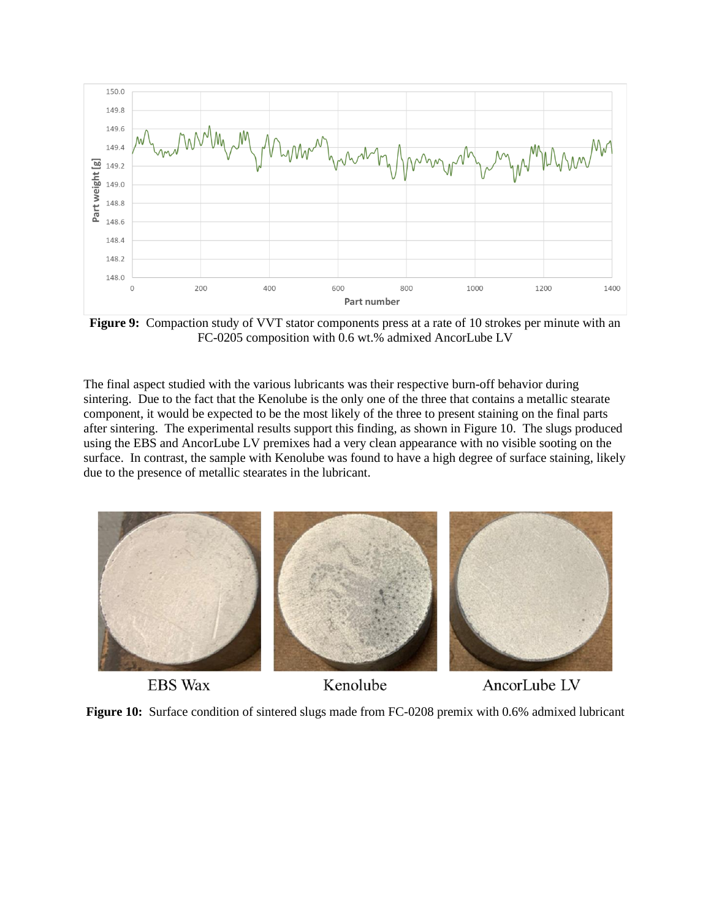**Figure 9:** Compaction study of VVT stator components press at a rate of 10 strokes per minute with an FC-0205 composition with 0.6 wt.% admixed AncorLube LV

The final aspect studied with the various lubricants was their respective burn-off behavior during sintering. Due to the fact that the Kenolube is the only one of the three that contains a metallic stearate component, it would be expected to be the most likely of the three to present staining on the final parts after sintering. The experimental results support this finding, as shown in Figure 10. The slugs produced using the EBS and AncorLube LV premixes had a very clean appearance with no visible sooting on the surface. In contrast, the sample with Kenolube was found to have a high degree of surface staining, likely due to the presence of metallic stearates in the lubricant.

EBS Wax | Kenolube | AncorLube LV

**Figure 10:** Surface condition of sintered slugs made from FC-0208 premix with 0.6% admixed lubricant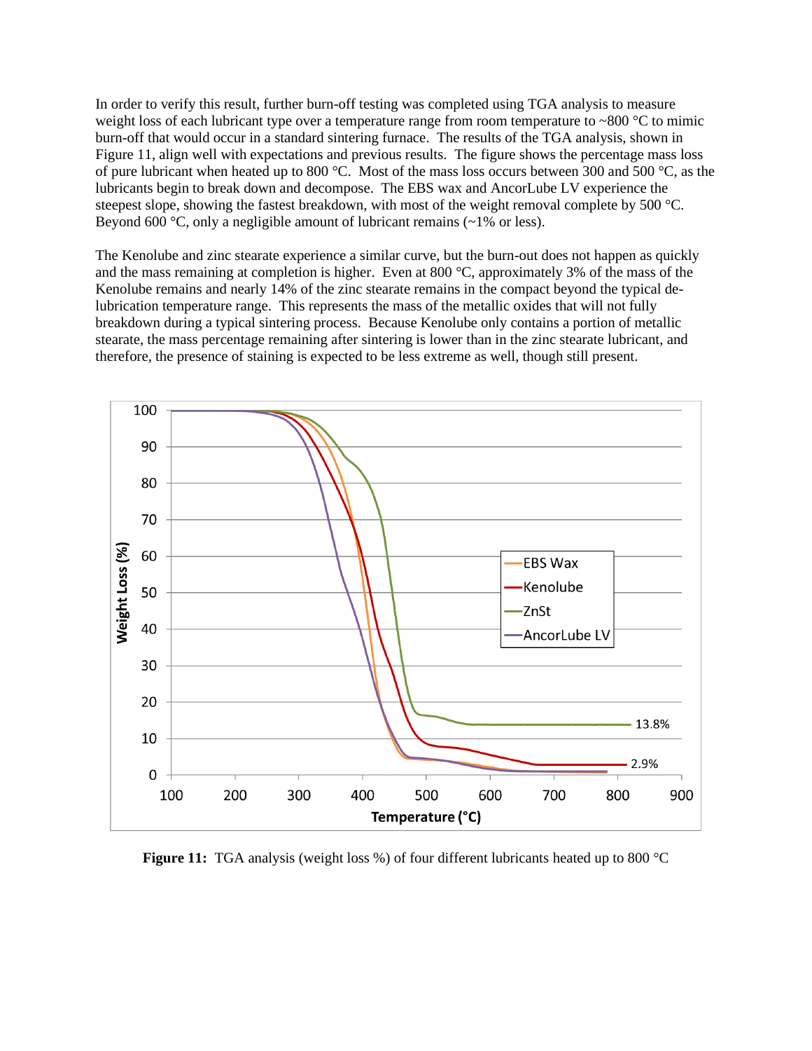In order to verify this result, further burn-off testing was completed using TGA analysis to measure weight loss of each lubricant type over a temperature range from room temperature to ~800 °C to mimic burn-off that would occur in a standard sintering furnace. The results of the TGA analysis, shown in Figure 11, align well with expectations and previous results. The figure shows the percentage mass loss of pure lubricant when heated up to 800 °C. Most of the mass loss occurs between 300 and 500 °C, as the lubricants begin to break down and decompose. The EBS wax and AncorLube LV experience the steepest slope, showing the fastest breakdown, with most of the weight removal complete by 500 °C. Beyond 600 °C, only a negligible amount of lubricant remains (~1% or less).

The Kenolube and zinc stearate experience a similar curve, but the burn-out does not happen as quickly and the mass remaining at completion is higher. Even at 800 °C, approximately 3% of the mass of the Kenolube remains and nearly 14% of the zinc stearate remains in the compact beyond the typical de-lubrication temperature range. This represents the mass of the metallic oxides that will not fully breakdown during a typical sintering process. Because Kenolube only contains a portion of metallic stearate, the mass percentage remaining after sintering is lower than in the zinc stearate lubricant, and therefore, the presence of staining is expected to be less extreme as well, though still present.

**Figure 11:** TGA analysis (weight loss %) of four different lubricants heated up to 800 °C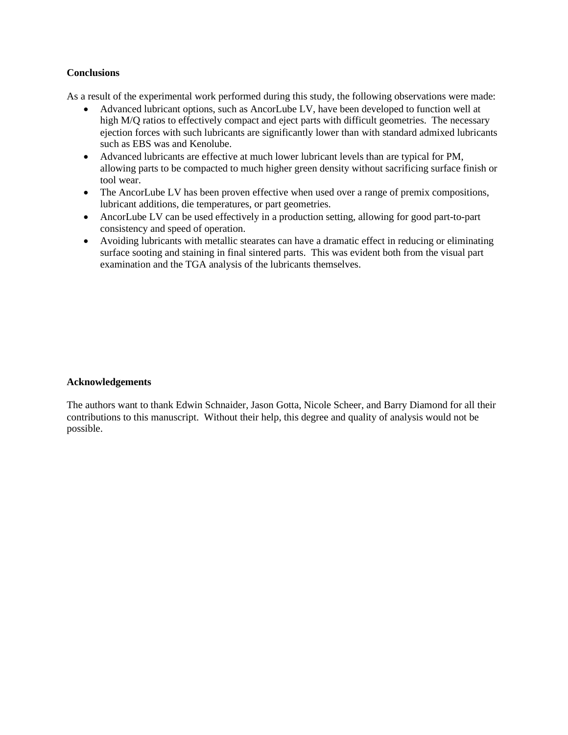## Conclusions

As a result of the experimental work performed during this study, the following observations were made:

- Advanced lubricant options, such as AncorLube LV, have been developed to function well at high M/Q ratios to effectively compact and eject parts with difficult geometries. The necessary ejection forces with such lubricants are significantly lower than with standard admixed lubricants such as EBS was and Kenolube.
- Advanced lubricants are effective at much lower lubricant levels than are typical for PM, allowing parts to be compacted to much higher green density without sacrificing surface finish or tool wear.
- The AncorLube LV has been proven effective when used over a range of premix compositions, lubricant additions, die temperatures, or part geometries.
- AncorLube LV can be used effectively in a production setting, allowing for good part-to-part consistency and speed of operation.
- Avoiding lubricants with metallic stearates can have a dramatic effect in reducing or eliminating surface sooting and staining in final sintered parts. This was evident both from the visual part examination and the TGA analysis of the lubricants themselves.

## Acknowledgements

The authors want to thank Edwin Schnaider, Jason Gotta, Nicole Scheer, and Barry Diamond for all their contributions to this manuscript. Without their help, this degree and quality of analysis would not be possible.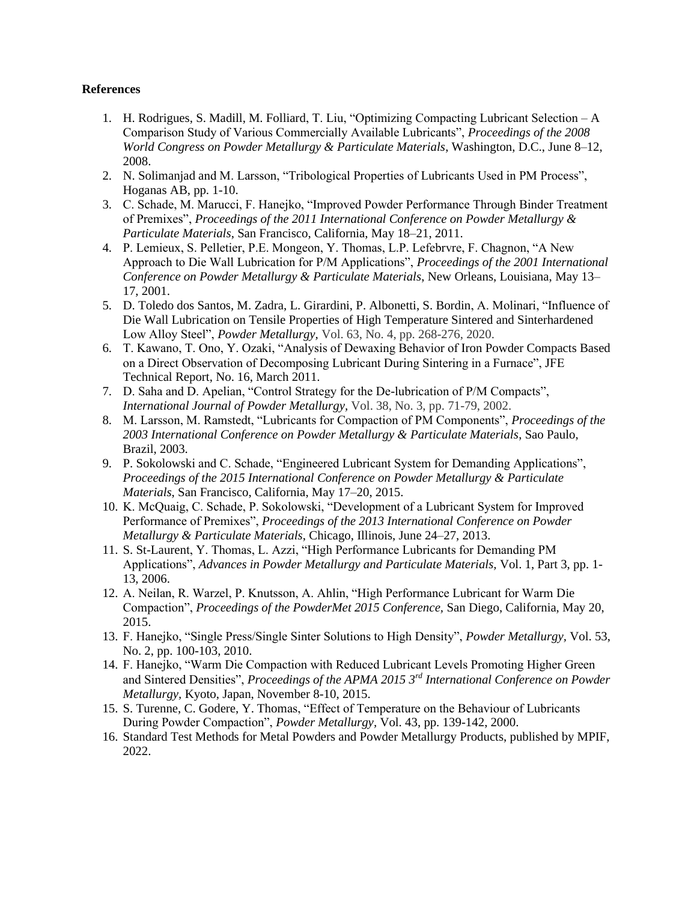**References**

1. H. Rodrigues, S. Madill, M. Folliard, T. Liu, "Optimizing Compacting Lubricant Selection – A Comparison Study of Various Commercially Available Lubricants", *Proceedings of the 2008 World Congress on Powder Metallurgy & Particulate Materials*, Washington, D.C., June 8–12, 2008.
2. N. Solimanjad and M. Larsson, "Tribological Properties of Lubricants Used in PM Process", Hoganas AB, pp. 1-10.
3. C. Schade, M. Marucci, F. Hanejko, "Improved Powder Performance Through Binder Treatment of Premixes", *Proceedings of the 2011 International Conference on Powder Metallurgy & Particulate Materials*, San Francisco, California, May 18–21, 2011.
4. P. Lemieux, S. Pelletier, P.E. Mongeon, Y. Thomas, L.P. Lefebrvre, F. Chagnon, "A New Approach to Die Wall Lubrication for P/M Applications", *Proceedings of the 2001 International Conference on Powder Metallurgy & Particulate Materials*, New Orleans, Louisiana, May 13–17, 2001.
5. D. Toledo dos Santos, M. Zadra, L. Girardini, P. Albonetti, S. Bordin, A. Molinari, "Influence of Die Wall Lubrication on Tensile Properties of High Temperature Sintered and Sinterhardened Low Alloy Steel", *Powder Metallurgy,* Vol. 63, No. 4, pp. 268-276, 2020.
6. T. Kawano, T. Ono, Y. Ozaki, "Analysis of Dewaxing Behavior of Iron Powder Compacts Based on a Direct Observation of Decomposing Lubricant During Sintering in a Furnace", JFE Technical Report, No. 16, March 2011.
7. D. Saha and D. Apelian, "Control Strategy for the De-lubrication of P/M Compacts", *International Journal of Powder Metallurgy*, Vol. 38, No. 3, pp. 71-79, 2002.
8. M. Larsson, M. Ramstedt, "Lubricants for Compaction of PM Components", *Proceedings of the 2003 International Conference on Powder Metallurgy & Particulate Materials*, Sao Paulo, Brazil, 2003.
9. P. Sokolowski and C. Schade, "Engineered Lubricant System for Demanding Applications", *Proceedings of the 2015 International Conference on Powder Metallurgy & Particulate Materials,* San Francisco, California, May 17–20, 2015.
10. K. McQuaig, C. Schade, P. Sokolowski, "Development of a Lubricant System for Improved Performance of Premixes", *Proceedings of the 2013 International Conference on Powder Metallurgy & Particulate Materials,* Chicago, Illinois, June 24–27, 2013.
11. S. St-Laurent, Y. Thomas, L. Azzi, "High Performance Lubricants for Demanding PM Applications", *Advances in Powder Metallurgy and Particulate Materials,* Vol. 1, Part 3, pp. 1-13, 2006.
12. A. Neilan, R. Warzel, P. Knutsson, A. Ahlin, "High Performance Lubricant for Warm Die Compaction", *Proceedings of the PowderMet 2015 Conference,* San Diego, California, May 20, 2015.
13. F. Hanejko, "Single Press/Single Sinter Solutions to High Density", *Powder Metallurgy,* Vol. 53, No. 2, pp. 100-103, 2010.
14. F. Hanejko, "Warm Die Compaction with Reduced Lubricant Levels Promoting Higher Green and Sintered Densities", *Proceedings of the APMA 2015 3rd International Conference on Powder Metallurgy,* Kyoto, Japan, November 8-10, 2015.
15. S. Turenne, C. Godere, Y. Thomas, "Effect of Temperature on the Behaviour of Lubricants During Powder Compaction", *Powder Metallurgy,* Vol. 43, pp. 139-142, 2000.
16. Standard Test Methods for Metal Powders and Powder Metallurgy Products, published by MPIF, 2022.